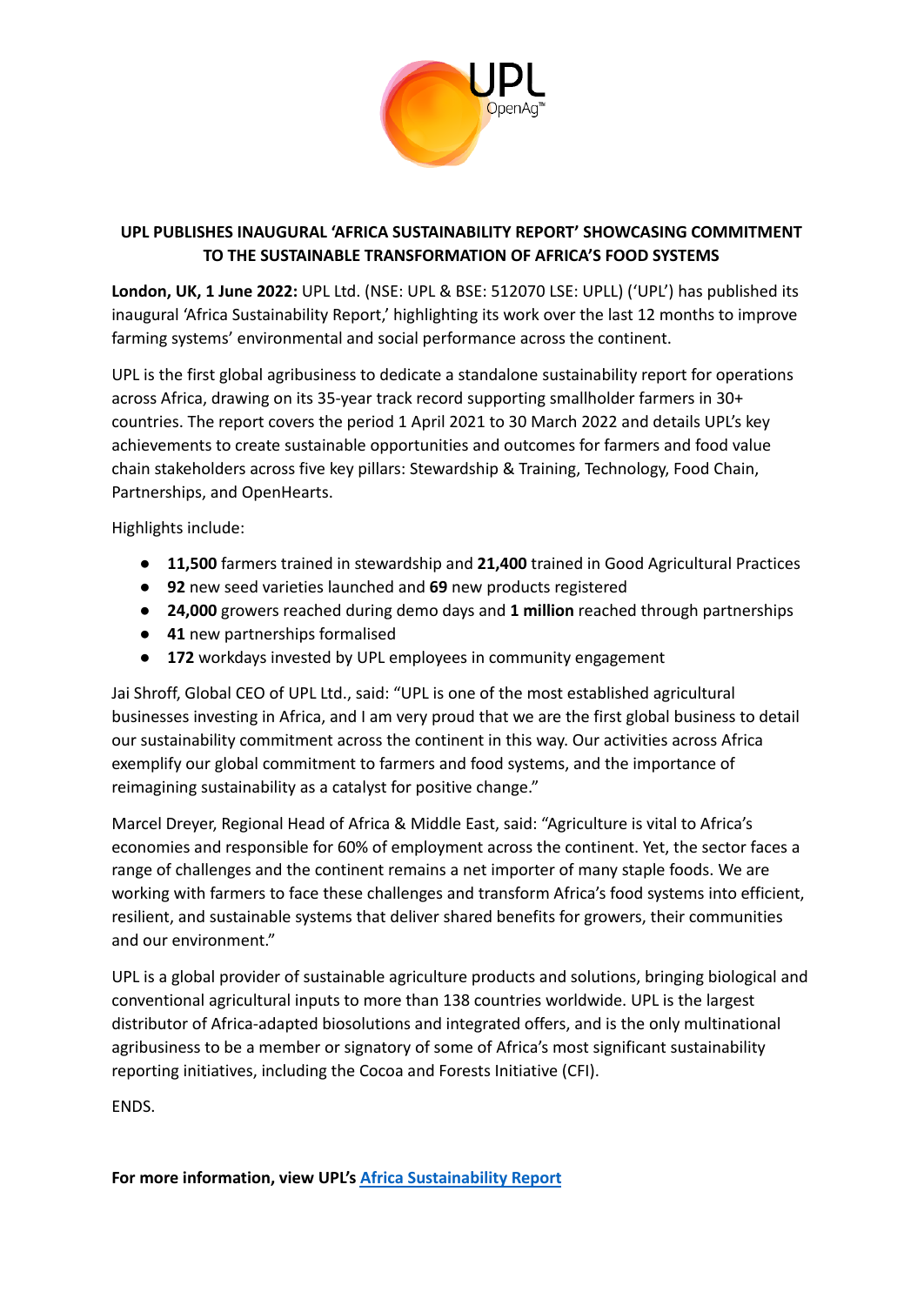# UPL PUBLISHES INAUGURAL 'AFRICA SUSTAINABILITY REPORT' SHOWCASING COMMITMENT TO THE SUSTAINABLE TRANSFORMATION OF AFRICA'S FOOD SYSTEMS

**London, UK, 1 June 2022:** UPL Ltd. (NSE: UPL & BSE: 512070 LSE: UPLL) ('UPL') has published its inaugural 'Africa Sustainability Report,' highlighting its work over the last 12 months to improve farming systems' environmental and social performance across the continent.

UPL is the first global agribusiness to dedicate a standalone sustainability report for operations across Africa, drawing on its 35-year track record supporting smallholder farmers in 30+ countries. The report covers the period 1 April 2021 to 30 March 2022 and details UPL's key achievements to create sustainable opportunities and outcomes for farmers and food value chain stakeholders across five key pillars: Stewardship & Training, Technology, Food Chain, Partnerships, and OpenHearts.

Highlights include:

- **11,500** farmers trained in stewardship and **21,400** trained in Good Agricultural Practices
- **92** new seed varieties launched and **69** new products registered
- **24,000** growers reached during demo days and **1 million** reached through partnerships
- **41** new partnerships formalised
- **172** workdays invested by UPL employees in community engagement

Jai Shroff, Global CEO of UPL Ltd., said: "UPL is one of the most established agricultural businesses investing in Africa, and I am very proud that we are the first global business to detail our sustainability commitment across the continent in this way. Our activities across Africa exemplify our global commitment to farmers and food systems, and the importance of reimagining sustainability as a catalyst for positive change."

Marcel Dreyer, Regional Head of Africa & Middle East, said: "Agriculture is vital to Africa's economies and responsible for 60% of employment across the continent. Yet, the sector faces a range of challenges and the continent remains a net importer of many staple foods. We are working with farmers to face these challenges and transform Africa's food systems into efficient, resilient, and sustainable systems that deliver shared benefits for growers, their communities and our environment."

UPL is a global provider of sustainable agriculture products and solutions, bringing biological and conventional agricultural inputs to more than 138 countries worldwide. UPL is the largest distributor of Africa-adapted biosolutions and integrated offers, and is the only multinational agribusiness to be a member or signatory of some of Africa's most significant sustainability reporting initiatives, including the Cocoa and Forests Initiative (CFI).

ENDS.

**For more information, view UPL's Africa Sustainability Report**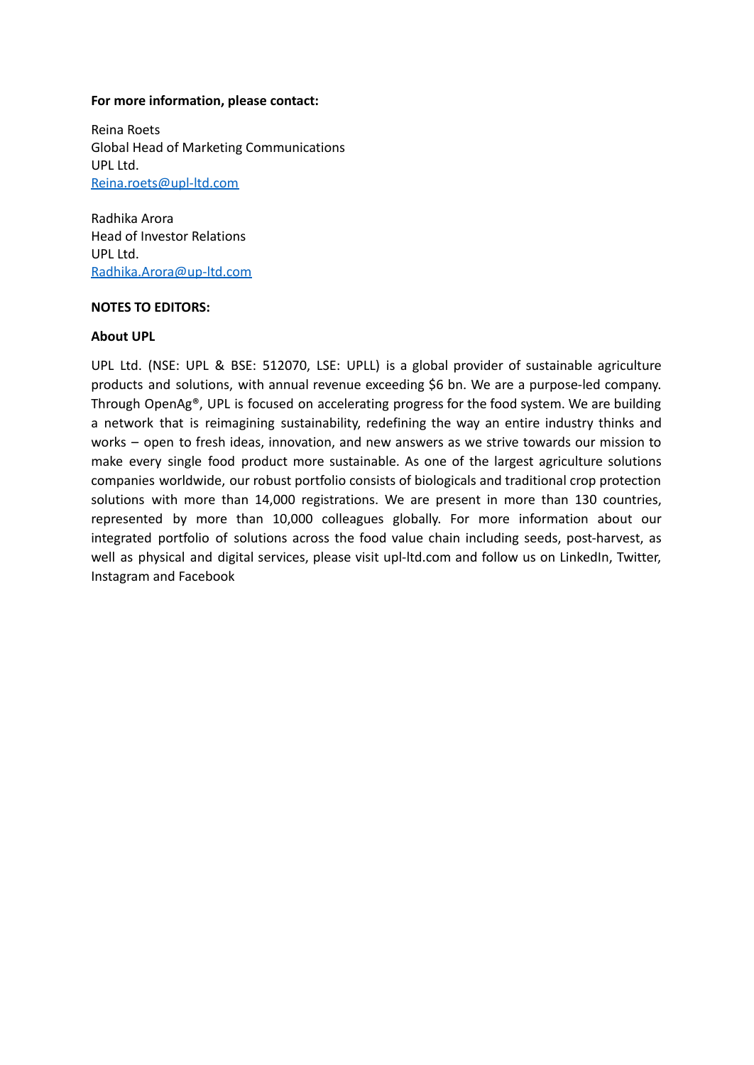**For more information, please contact:**

Reina Roets
Global Head of Marketing Communications
UPL Ltd.
Reina.roets@upl-ltd.com

Radhika Arora
Head of Investor Relations
UPL Ltd.
Radhika.Arora@up-ltd.com

**NOTES TO EDITORS:**

**About UPL**

UPL Ltd. (NSE: UPL & BSE: 512070, LSE: UPLL) is a global provider of sustainable agriculture products and solutions, with annual revenue exceeding $6 bn. We are a purpose-led company. Through OpenAg®, UPL is focused on accelerating progress for the food system. We are building a network that is reimagining sustainability, redefining the way an entire industry thinks and works – open to fresh ideas, innovation, and new answers as we strive towards our mission to make every single food product more sustainable. As one of the largest agriculture solutions companies worldwide, our robust portfolio consists of biologicals and traditional crop protection solutions with more than 14,000 registrations. We are present in more than 130 countries, represented by more than 10,000 colleagues globally. For more information about our integrated portfolio of solutions across the food value chain including seeds, post-harvest, as well as physical and digital services, please visit upl-ltd.com and follow us on LinkedIn, Twitter, Instagram and Facebook